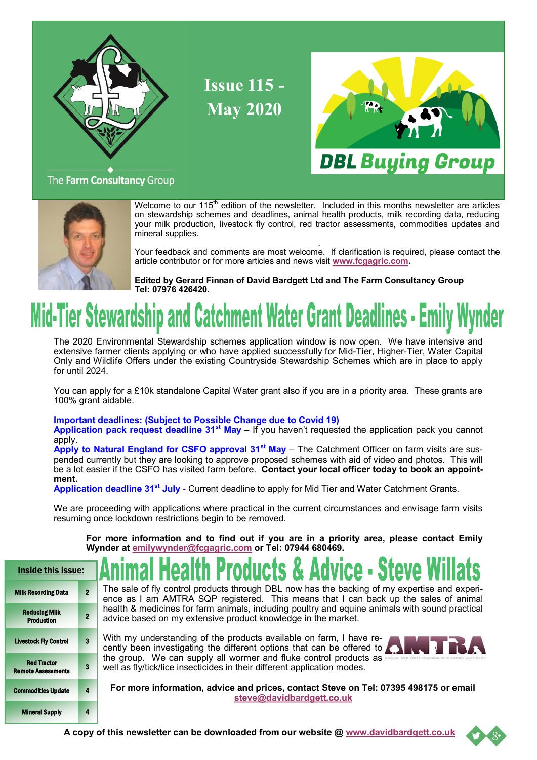The Farm Consultancy Group

# Issue 115 - May 2020

DBL Buying Group

Welcome to our 115th edition of the newsletter. Included in this months newsletter are articles on stewardship schemes and deadlines, animal health products, milk recording data, reducing your milk production, livestock fly control, red tractor assessments, commodities updates and mineral supplies.

Your feedback and comments are most welcome. If clarification is required, please contact the article contributor or for more articles and news visit **www.fcgagric.com.**

**Edited by Gerard Finnan of David Bardgett Ltd and The Farm Consultancy Group Tel: 07976 426420.**

## Mid-Tier Stewardship and Catchment Water Grant Deadlines - Emily Wynder

The 2020 Environmental Stewardship schemes application window is now open. We have intensive and extensive farmer clients applying or who have applied successfully for Mid-Tier, Higher-Tier, Water Capital Only and Wildlife Offers under the existing Countryside Stewardship Schemes which are in place to apply for until 2024.

You can apply for a £10k standalone Capital Water grant also if you are in a priority area. These grants are 100% grant aidable.

**Important deadlines: (Subject to Possible Change due to Covid 19)**

**Application pack request deadline 31st May** – If you haven't requested the application pack you cannot apply.

**Apply to Natural England for CSFO approval 31st May** – The Catchment Officer on farm visits are suspended currently but they are looking to approve proposed schemes with aid of video and photos. This will be a lot easier if the CSFO has visited farm before. **Contact your local officer today to book an appointment.**

**Application deadline 31st July** - Current deadline to apply for Mid Tier and Water Catchment Grants.

We are proceeding with applications where practical in the current circumstances and envisage farm visits resuming once lockdown restrictions begin to be removed.

**For more information and to find out if you are in a priority area, please contact Emily Wynder at emilywynder@fcgagric.com or Tel: 07944 680469.**

| Inside this issue: | |
|---|---|
| Milk Recording Data | 2 |
| Reducing Milk Production | 2 |
| Livestock Fly Control | 3 |
| Red Tractor Remote Assessments | 3 |
| Commodities Update | 4 |
| Mineral Supply | 4 |

## Animal Health Products & Advice - Steve Willats

The sale of fly control products through DBL now has the backing of my expertise and experience as I am AMTRA SQP registered. This means that I can back up the sales of animal health & medicines for farm animals, including poultry and equine animals with sound practical advice based on my extensive product knowledge in the market.

With my understanding of the products available on farm, I have recently been investigating the different options that can be offered to the group. We can supply all wormer and fluke control products as well as fly/tick/lice insecticides in their different application modes.

AMTRA — Animal Medicines Training Regulatory Authority

**For more information, advice and prices, contact Steve on Tel: 07395 498175 or email steve@davidbardgett.co.uk**

**A copy of this newsletter can be downloaded from our website @ www.davidbardgett.co.uk**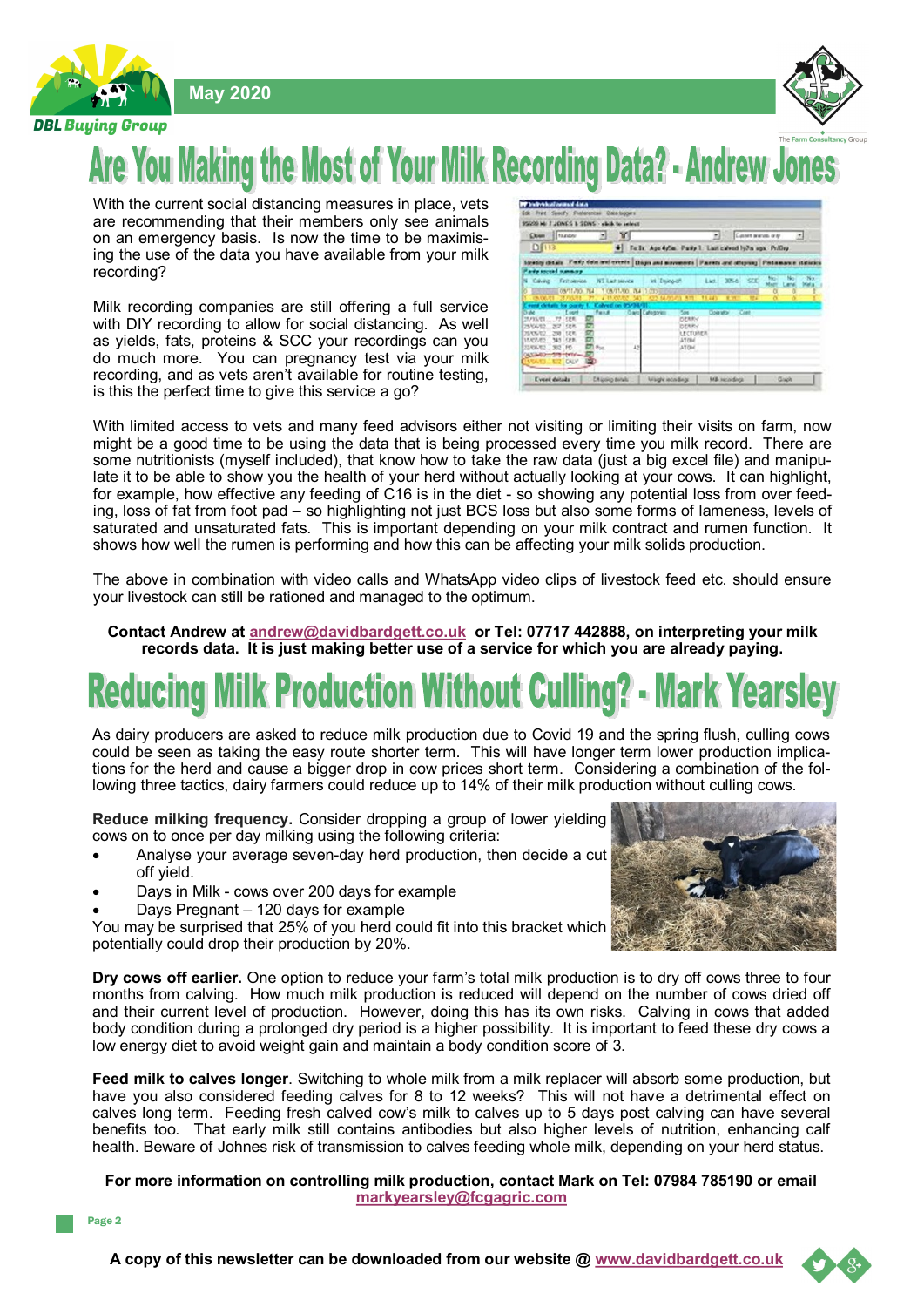# Are You Making the Most of Your Milk Recording Data? - Andrew Jones

With the current social distancing measures in place, vets are recommending that their members only see animals on an emergency basis. Is now the time to be maximising the use of the data you have available from your milk recording?

Milk recording companies are still offering a full service with DIY recording to allow for social distancing. As well as yields, fats, proteins & SCC your recordings can you do much more. You can pregnancy test via your milk recording, and as vets aren't available for routine testing, is this the perfect time to give this service a go?

With limited access to vets and many feed advisors either not visiting or limiting their visits on farm, now might be a good time to be using the data that is being processed every time you milk record. There are some nutritionists (myself included), that know how to take the raw data (just a big excel file) and manipulate it to be able to show you the health of your herd without actually looking at your cows. It can highlight, for example, how effective any feeding of C16 is in the diet - so showing any potential loss from over feeding, loss of fat from foot pad – so highlighting not just BCS loss but also some forms of lameness, levels of saturated and unsaturated fats. This is important depending on your milk contract and rumen function. It shows how well the rumen is performing and how this can be affecting your milk solids production.

The above in combination with video calls and WhatsApp video clips of livestock feed etc. should ensure your livestock can still be rationed and managed to the optimum.

**Contact Andrew at andrew@davidbardgett.co.uk or Tel: 07717 442888, on interpreting your milk records data. It is just making better use of a service for which you are already paying.**

# Reducing Milk Production Without Culling? - Mark Yearsley

As dairy producers are asked to reduce milk production due to Covid 19 and the spring flush, culling cows could be seen as taking the easy route shorter term. This will have longer term lower production implications for the herd and cause a bigger drop in cow prices short term. Considering a combination of the following three tactics, dairy farmers could reduce up to 14% of their milk production without culling cows.

**Reduce milking frequency.** Consider dropping a group of lower yielding cows on to once per day milking using the following criteria:

- Analyse your average seven-day herd production, then decide a cut off yield.
- Days in Milk - cows over 200 days for example
- Days Pregnant – 120 days for example

You may be surprised that 25% of you herd could fit into this bracket which potentially could drop their production by 20%.

**Dry cows off earlier.** One option to reduce your farm's total milk production is to dry off cows three to four months from calving. How much milk production is reduced will depend on the number of cows dried off and their current level of production. However, doing this has its own risks. Calving in cows that added body condition during a prolonged dry period is a higher possibility. It is important to feed these dry cows a low energy diet to avoid weight gain and maintain a body condition score of 3.

**Feed milk to calves longer**. Switching to whole milk from a milk replacer will absorb some production, but have you also considered feeding calves for 8 to 12 weeks? This will not have a detrimental effect on calves long term. Feeding fresh calved cow's milk to calves up to 5 days post calving can have several benefits too. That early milk still contains antibodies but also higher levels of nutrition, enhancing calf health. Beware of Johnes risk of transmission to calves feeding whole milk, depending on your herd status.

**For more information on controlling milk production, contact Mark on Tel: 07984 785190 or email markyearsley@fcgagric.com**

**A copy of this newsletter can be downloaded from our website @ www.davidbardgett.co.uk**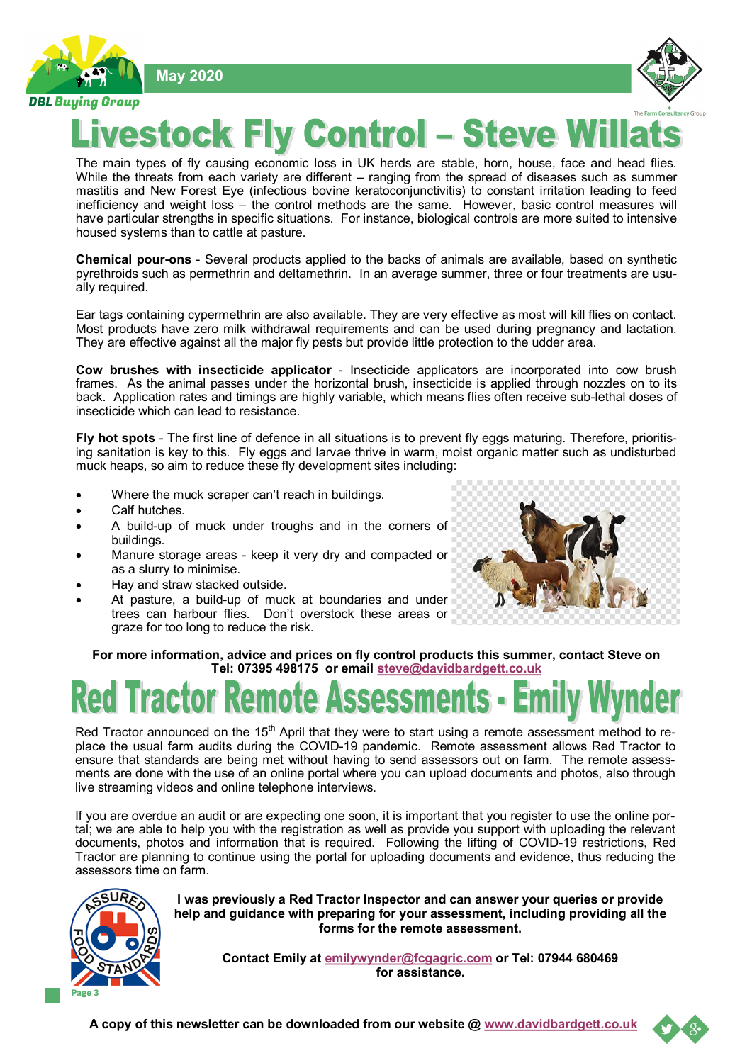# Livestock Fly Control – Steve Willats

The main types of fly causing economic loss in UK herds are stable, horn, house, face and head flies. While the threats from each variety are different – ranging from the spread of diseases such as summer mastitis and New Forest Eye (infectious bovine keratoconjunctivitis) to constant irritation leading to feed inefficiency and weight loss – the control methods are the same. However, basic control measures will have particular strengths in specific situations. For instance, biological controls are more suited to intensive housed systems than to cattle at pasture.

**Chemical pour-ons** - Several products applied to the backs of animals are available, based on synthetic pyrethroids such as permethrin and deltamethrin. In an average summer, three or four treatments are usually required.

Ear tags containing cypermethrin are also available. They are very effective as most will kill flies on contact. Most products have zero milk withdrawal requirements and can be used during pregnancy and lactation. They are effective against all the major fly pests but provide little protection to the udder area.

**Cow brushes with insecticide applicator** - Insecticide applicators are incorporated into cow brush frames. As the animal passes under the horizontal brush, insecticide is applied through nozzles on to its back. Application rates and timings are highly variable, which means flies often receive sub-lethal doses of insecticide which can lead to resistance.

**Fly hot spots** - The first line of defence in all situations is to prevent fly eggs maturing. Therefore, prioritising sanitation is key to this. Fly eggs and larvae thrive in warm, moist organic matter such as undisturbed muck heaps, so aim to reduce these fly development sites including:

- Where the muck scraper can't reach in buildings.
- Calf hutches.
- A build-up of muck under troughs and in the corners of buildings.
- Manure storage areas - keep it very dry and compacted or as a slurry to minimise.
- Hay and straw stacked outside.
- At pasture, a build-up of muck at boundaries and under trees can harbour flies. Don't overstock these areas or graze for too long to reduce the risk.

**For more information, advice and prices on fly control products this summer, contact Steve on Tel: 07395 498175 or email steve@davidbardgett.co.uk**

# Red Tractor Remote Assessments - Emily Wynder

Red Tractor announced on the 15th April that they were to start using a remote assessment method to replace the usual farm audits during the COVID-19 pandemic. Remote assessment allows Red Tractor to ensure that standards are being met without having to send assessors out on farm. The remote assessments are done with the use of an online portal where you can upload documents and photos, also through live streaming videos and online telephone interviews.

If you are overdue an audit or are expecting one soon, it is important that you register to use the online portal; we are able to help you with the registration as well as provide you support with uploading the relevant documents, photos and information that is required. Following the lifting of COVID-19 restrictions, Red Tractor are planning to continue using the portal for uploading documents and evidence, thus reducing the assessors time on farm.

**I was previously a Red Tractor Inspector and can answer your queries or provide help and guidance with preparing for your assessment, including providing all the forms for the remote assessment.**

**Contact Emily at emilywynder@fcgagric.com or Tel: 07944 680469 for assistance.**

**A copy of this newsletter can be downloaded from our website @ www.davidbardgett.co.uk**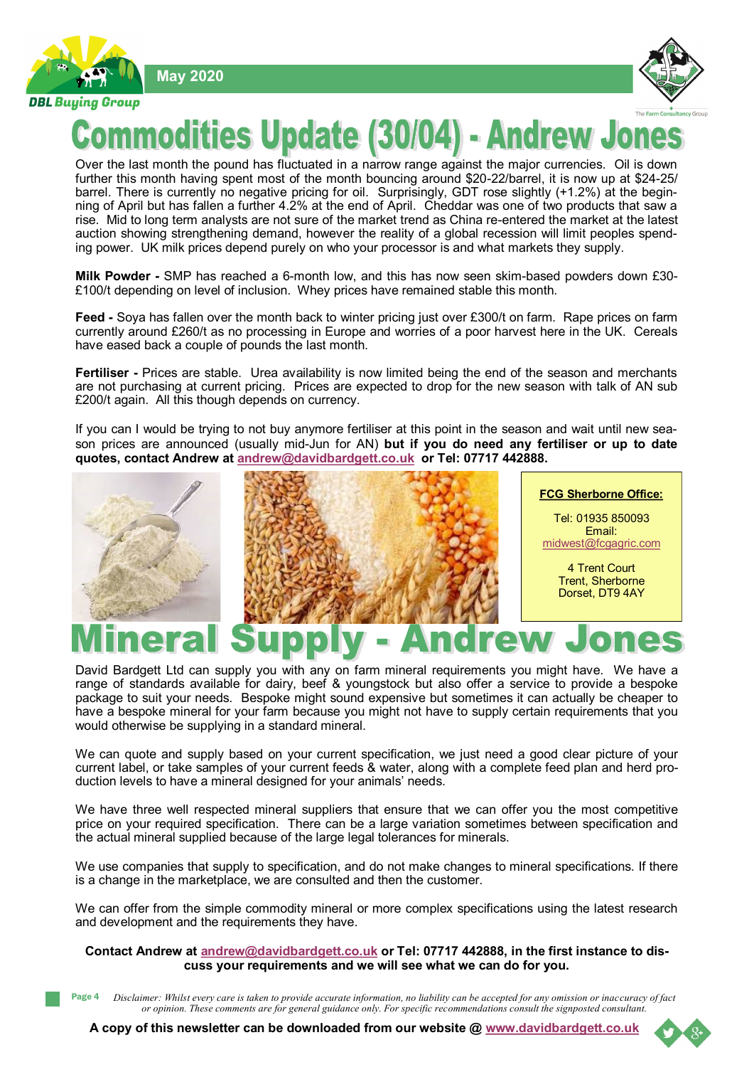# Commodities Update (30/04) - Andrew Jones

Over the last month the pound has fluctuated in a narrow range against the major currencies. Oil is down further this month having spent most of the month bouncing around $20-22/barrel, it is now up at $24-25/barrel. There is currently no negative pricing for oil. Surprisingly, GDT rose slightly (+1.2%) at the beginning of April but has fallen a further 4.2% at the end of April. Cheddar was one of two products that saw a rise. Mid to long term analysts are not sure of the market trend as China re-entered the market at the latest auction showing strengthening demand, however the reality of a global recession will limit peoples spending power. UK milk prices depend purely on who your processor is and what markets they supply.

**Milk Powder -** SMP has reached a 6-month low, and this has now seen skim-based powders down £30-£100/t depending on level of inclusion. Whey prices have remained stable this month.

**Feed -** Soya has fallen over the month back to winter pricing just over £300/t on farm. Rape prices on farm currently around £260/t as no processing in Europe and worries of a poor harvest here in the UK. Cereals have eased back a couple of pounds the last month.

**Fertiliser -** Prices are stable. Urea availability is now limited being the end of the season and merchants are not purchasing at current pricing. Prices are expected to drop for the new season with talk of AN sub £200/t again. All this though depends on currency.

If you can I would be trying to not buy anymore fertiliser at this point in the season and wait until new season prices are announced (usually mid-Jun for AN) **but if you do need any fertiliser or up to date quotes, contact Andrew at andrew@davidbardgett.co.uk or Tel: 07717 442888.**

**FCG Sherborne Office:**

Tel: 01935 850093
Email: midwest@fcgagric.com

4 Trent Court
Trent, Sherborne
Dorset, DT9 4AY

# Mineral Supply - Andrew Jones

David Bardgett Ltd can supply you with any on farm mineral requirements you might have. We have a range of standards available for dairy, beef & youngstock but also offer a service to provide a bespoke package to suit your needs. Bespoke might sound expensive but sometimes it can actually be cheaper to have a bespoke mineral for your farm because you might not have to supply certain requirements that you would otherwise be supplying in a standard mineral.

We can quote and supply based on your current specification, we just need a good clear picture of your current label, or take samples of your current feeds & water, along with a complete feed plan and herd production levels to have a mineral designed for your animals' needs.

We have three well respected mineral suppliers that ensure that we can offer you the most competitive price on your required specification. There can be a large variation sometimes between specification and the actual mineral supplied because of the large legal tolerances for minerals.

We use companies that supply to specification, and do not make changes to mineral specifications. If there is a change in the marketplace, we are consulted and then the customer.

We can offer from the simple commodity mineral or more complex specifications using the latest research and development and the requirements they have.

**Contact Andrew at andrew@davidbardgett.co.uk or Tel: 07717 442888, in the first instance to discuss your requirements and we will see what we can do for you.**

*Disclaimer: Whilst every care is taken to provide accurate information, no liability can be accepted for any omission or inaccuracy of fact or opinion. These comments are for general guidance only. For specific recommendations consult the signposted consultant.*

**A copy of this newsletter can be downloaded from our website @ www.davidbardgett.co.uk**